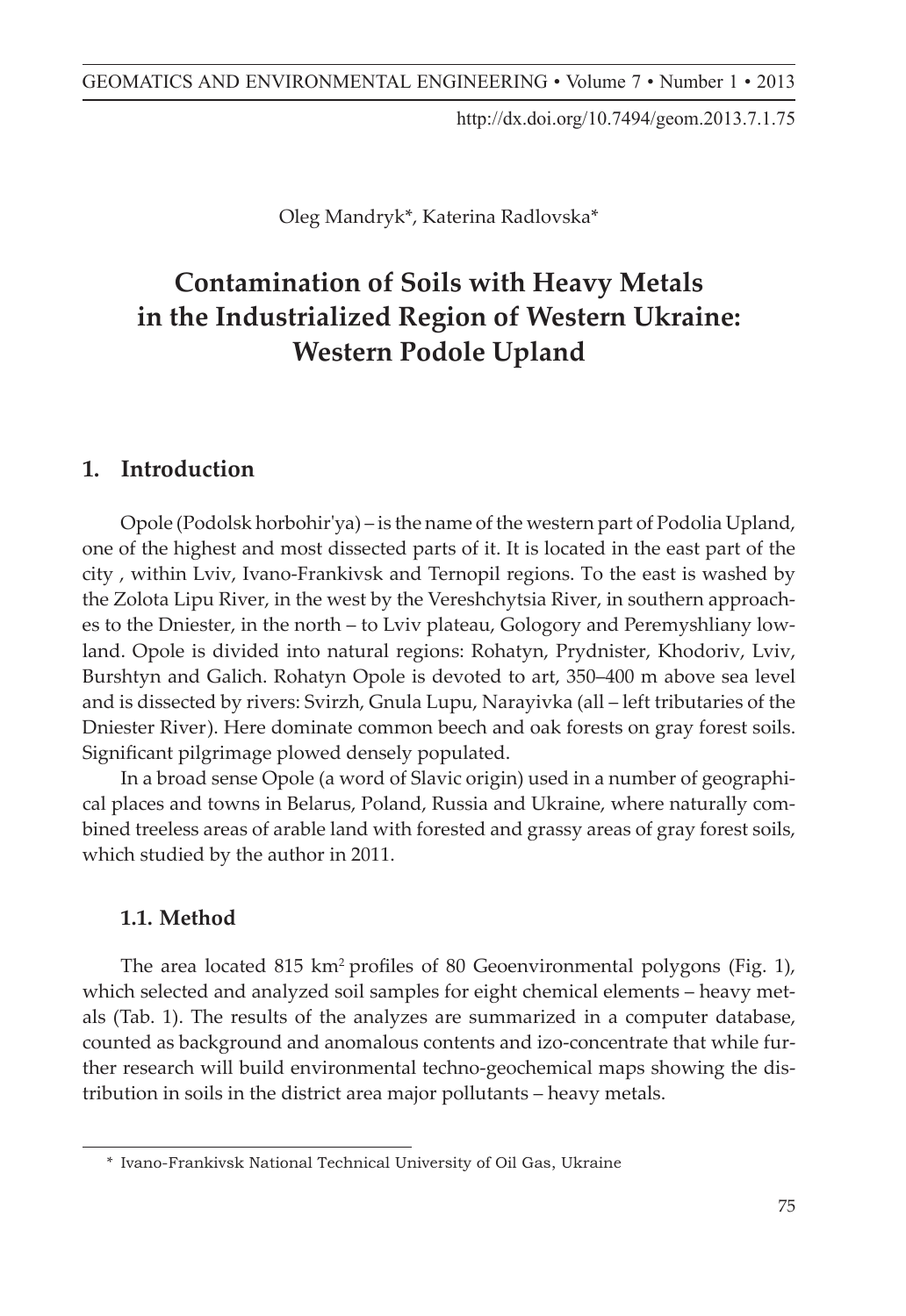Oleg Mandryk*, Katerina Radlovska*

# Contamination of Soils with Heavy Metals in the Industrialized Region of Western Ukraine: Western Podole Upland

## 1. Introduction

Opole (Podolsk horbohir'ya) – is the name of the western part of Podolia Upland, one of the highest and most dissected parts of it. It is located in the east part of the city , within Lviv, Ivano-Frankivsk and Ternopil regions. To the east is washed by the Zolota Lipu River, in the west by the Vereshchytsia River, in southern approaches to the Dniester, in the north – to Lviv plateau, Gologory and Peremyshliany lowland. Opole is divided into natural regions: Rohatyn, Prydnister, Khodoriv, Lviv, Burshtyn and Galich. Rohatyn Opole is devoted to art, 350–400 m above sea level and is dissected by rivers: Svirzh, Gnula Lupu, Narayivka (all – left tributaries of the Dniester River). Here dominate common beech and oak forests on gray forest soils. Significant pilgrimage plowed densely populated.

In a broad sense Opole (a word of Slavic origin) used in a number of geographical places and towns in Belarus, Poland, Russia and Ukraine, where naturally combined treeless areas of arable land with forested and grassy areas of gray forest soils, which studied by the author in 2011.

### 1.1. Method

The area located 815 km$^2$ profiles of 80 Geoenvironmental polygons (Fig. 1), which selected and analyzed soil samples for eight chemical elements – heavy metals (Tab. 1). The results of the analyzes are summarized in a computer database, counted as background and anomalous contents and izo-concentrate that while further research will build environmental techno-geochemical maps showing the distribution in soils in the district area major pollutants – heavy metals.

---

\* Ivano-Frankivsk National Technical University of Oil Gas, Ukraine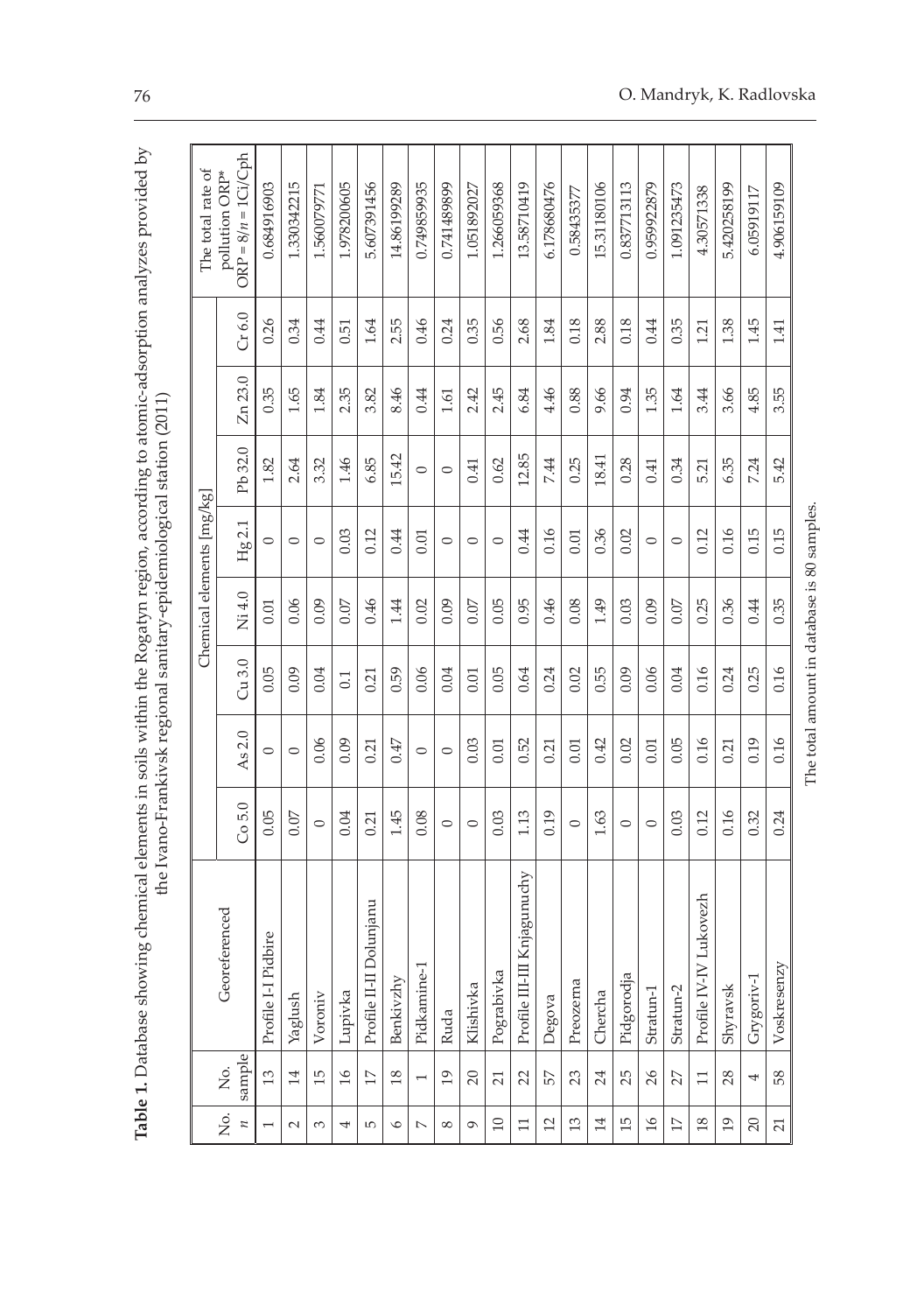**Table 1.** Database showing chemical elements in soils within the Rogatyn region, according to atomic-adsorption analyzes provided by the Ivano-Frankivsk regional sanitary-epidemiological station (2011)

| No. $n$ | No. sample | Georeferenced | Chemical elements [mg/kg] | | | | | | | | | The total rate of pollution ORP* $ORP = 8/n = 1Ci/Cph$ |
|---|---|---|---|---|---|---|---|---|---|---|---|---|
| | | | Co 5.0 | As 2.0 | Cu 3.0 | Ni 4.0 | Hg 2.1 | Pb 32.0 | Zn 23.0 | Cr 6.0 | |
| 1 | 13 | Profile I-I Pidbire | 0.05 | 0 | 0.05 | 0.01 | 0 | 1.82 | 0.35 | 0.26 | 0.684916903 |
| 2 | 14 | Yaglush | 0.07 | 0 | 0.09 | 0.06 | 0 | 2.64 | 1.65 | 0.34 | 1.330342215 |
| 3 | 15 | Voroniv | 0 | 0.06 | 0.04 | 0.09 | 0 | 3.32 | 1.84 | 0.44 | 1.560079771 |
| 4 | 16 | Lupivka | 0.04 | 0.09 | 0.1 | 0.07 | 0.03 | 1.46 | 2.35 | 0.51 | 1.978200605 |
| 5 | 17 | Profile II-II Dolunjanu | 0.21 | 0.21 | 0.21 | 0.46 | 0.12 | 6.85 | 3.82 | 1.64 | 5.607391456 |
| 6 | 18 | Benkivzhy | 1.45 | 0.47 | 0.59 | 1.44 | 0.44 | 15.42 | 8.46 | 2.55 | 14.86199289 |
| 7 | 1 | Pidkamine-1 | 0.08 | 0 | 0.06 | 0.02 | 0.01 | 0 | 0.44 | 0.46 | 0.749859935 |
| 8 | 19 | Ruda | 0 | 0 | 0.04 | 0.09 | 0 | 0 | 1.61 | 0.24 | 0.741489899 |
| 9 | 20 | Klishivka | 0 | 0.03 | 0.01 | 0.07 | 0 | 0.41 | 2.42 | 0.35 | 1.051892027 |
| 10 | 21 | Pograbivka | 0.03 | 0.01 | 0.05 | 0.05 | 0 | 0.62 | 2.45 | 0.56 | 1.266059368 |
| 11 | 22 | Profile III-III Knjagunuchy | 1.13 | 0.52 | 0.64 | 0.95 | 0.44 | 12.85 | 6.84 | 2.68 | 13.58710419 |
| 12 | 57 | Degova | 0.19 | 0.21 | 0.24 | 0.46 | 0.16 | 7.44 | 4.46 | 1.84 | 6.178680476 |
| 13 | 23 | Preozerna | 0 | 0.01 | 0.02 | 0.08 | 0.01 | 0.25 | 0.88 | 0.18 | 0.58435377 |
| 14 | 24 | Chercha | 1.63 | 0.42 | 0.55 | 1.49 | 0.36 | 18.41 | 9.66 | 2.88 | 15.31180106 |
| 15 | 25 | Pidgorodja | 0 | 0.02 | 0.09 | 0.03 | 0.02 | 0.28 | 0.94 | 0.18 | 0.837713113 |
| 16 | 26 | Stratun-1 | 0 | 0.01 | 0.06 | 0.09 | 0 | 0.41 | 1.35 | 0.44 | 0.959922879 |
| 17 | 27 | Stratun-2 | 0.03 | 0.05 | 0.04 | 0.07 | 0 | 0.34 | 1.64 | 0.35 | 1.091235473 |
| 18 | 11 | Profile IV-IV Lukovezh | 0.12 | 0.16 | 0.16 | 0.25 | 0.12 | 5.21 | 3.44 | 1.21 | 4.30571338 |
| 19 | 28 | Shyravsk | 0.16 | 0.21 | 0.24 | 0.36 | 0.16 | 6.35 | 3.66 | 1.38 | 5.420258199 |
| 20 | 4 | Grygoriv-1 | 0.32 | 0.19 | 0.25 | 0.44 | 0.15 | 7.24 | 4.85 | 1.45 | 6.05919117 |
| 21 | 58 | Voskresenzy | 0.24 | 0.16 | 0.16 | 0.35 | 0.15 | 5.42 | 3.55 | 1.41 | 4.906159109 |

The total amount in database is 80 samples.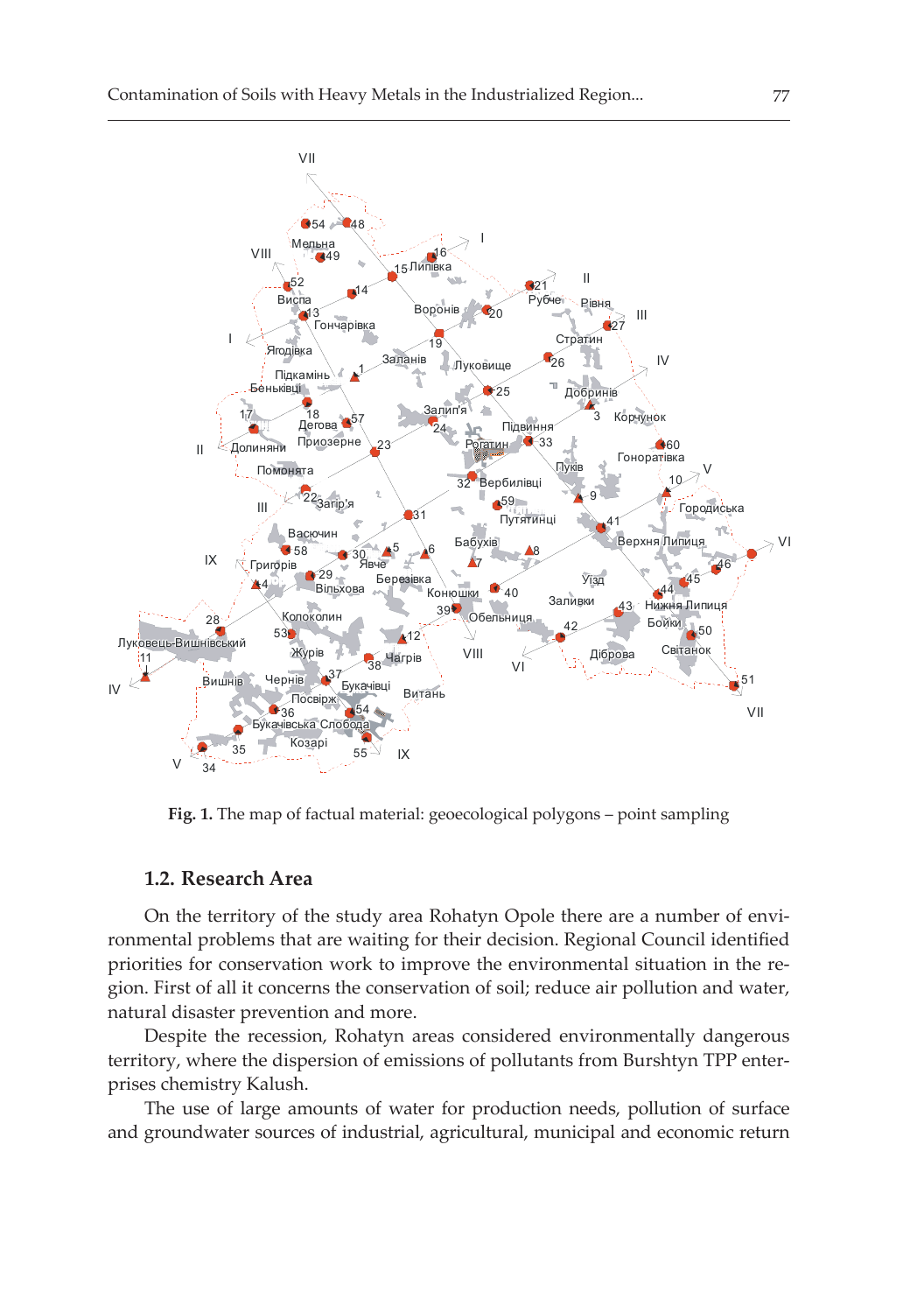**Fig. 1.** The map of factual material: geoecological polygons – point sampling

### 1.2. Research Area

On the territory of the study area Rohatyn Opole there are a number of environmental problems that are waiting for their decision. Regional Council identified priorities for conservation work to improve the environmental situation in the region. First of all it concerns the conservation of soil; reduce air pollution and water, natural disaster prevention and more.

Despite the recession, Rohatyn areas considered environmentally dangerous territory, where the dispersion of emissions of pollutants from Burshtyn TPP enterprises chemistry Kalush.

The use of large amounts of water for production needs, pollution of surface and groundwater sources of industrial, agricultural, municipal and economic return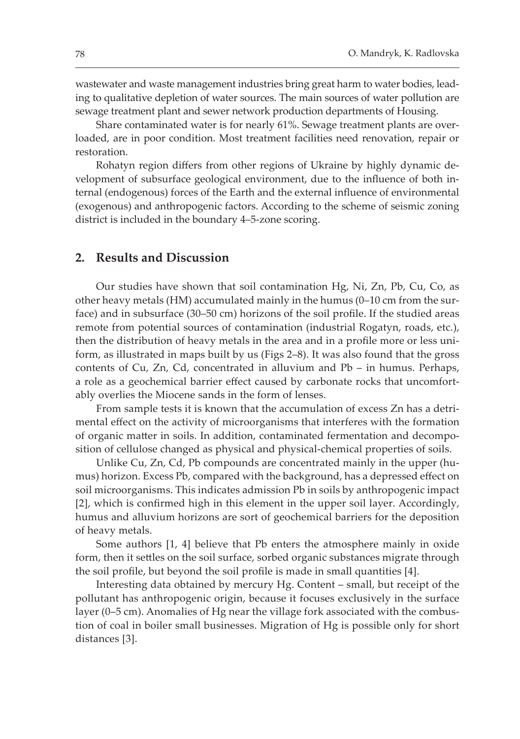wastewater and waste management industries bring great harm to water bodies, leading to qualitative depletion of water sources. The main sources of water pollution are sewage treatment plant and sewer network production departments of Housing.

Share contaminated water is for nearly 61%. Sewage treatment plants are overloaded, are in poor condition. Most treatment facilities need renovation, repair or restoration.

Rohatyn region differs from other regions of Ukraine by highly dynamic development of subsurface geological environment, due to the influence of both internal (endogenous) forces of the Earth and the external influence of environmental (exogenous) and anthropogenic factors. According to the scheme of seismic zoning district is included in the boundary 4–5-zone scoring.

## 2. Results and Discussion

Our studies have shown that soil contamination Hg, Ni, Zn, Pb, Cu, Co, as other heavy metals (HM) accumulated mainly in the humus (0–10 cm from the surface) and in subsurface (30–50 cm) horizons of the soil profile. If the studied areas remote from potential sources of contamination (industrial Rogatyn, roads, etc.), then the distribution of heavy metals in the area and in a profile more or less uniform, as illustrated in maps built by us (Figs 2–8). It was also found that the gross contents of Cu, Zn, Cd, concentrated in alluvium and Pb – in humus. Perhaps, a role as a geochemical barrier effect caused by carbonate rocks that uncomfortably overlies the Miocene sands in the form of lenses.

From sample tests it is known that the accumulation of excess Zn has a detrimental effect on the activity of microorganisms that interferes with the formation of organic matter in soils. In addition, contaminated fermentation and decomposition of cellulose changed as physical and physical-chemical properties of soils.

Unlike Cu, Zn, Cd, Pb compounds are concentrated mainly in the upper (humus) horizon. Excess Pb, compared with the background, has a depressed effect on soil microorganisms. This indicates admission Pb in soils by anthropogenic impact [2], which is confirmed high in this element in the upper soil layer. Accordingly, humus and alluvium horizons are sort of geochemical barriers for the deposition of heavy metals.

Some authors [1, 4] believe that Pb enters the atmosphere mainly in oxide form, then it settles on the soil surface, sorbed organic substances migrate through the soil profile, but beyond the soil profile is made in small quantities [4].

Interesting data obtained by mercury Hg. Content – small, but receipt of the pollutant has anthropogenic origin, because it focuses exclusively in the surface layer (0–5 cm). Anomalies of Hg near the village fork associated with the combustion of coal in boiler small businesses. Migration of Hg is possible only for short distances [3].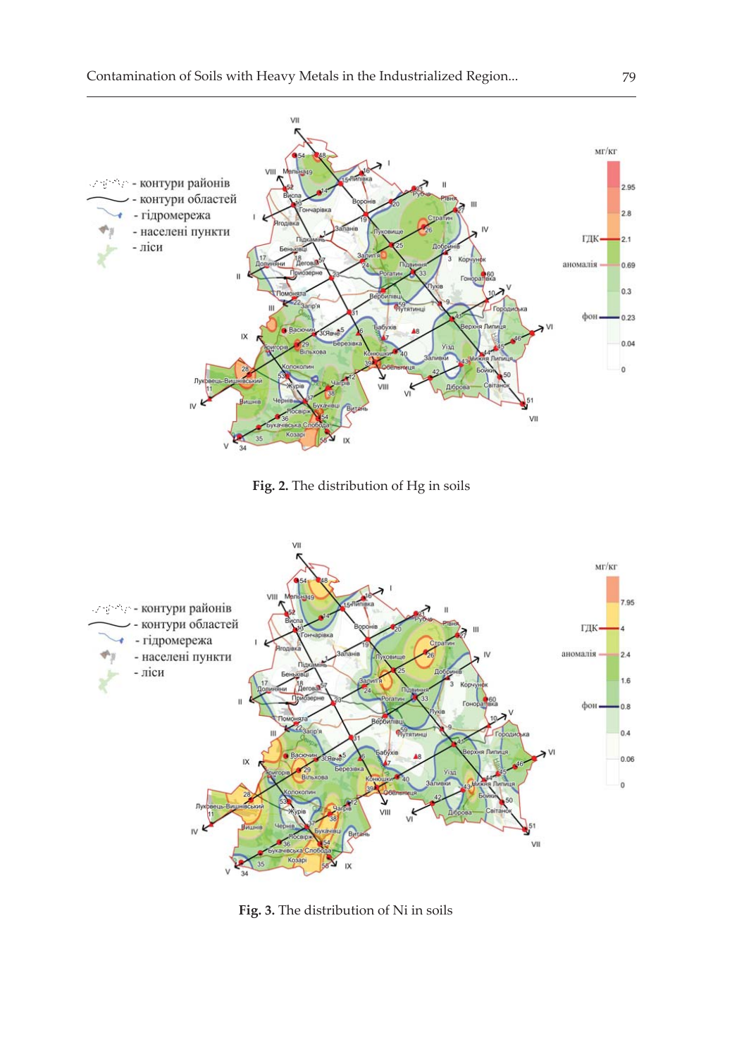Fig. 2. The distribution of Hg in soils

Fig. 3. The distribution of Ni in soils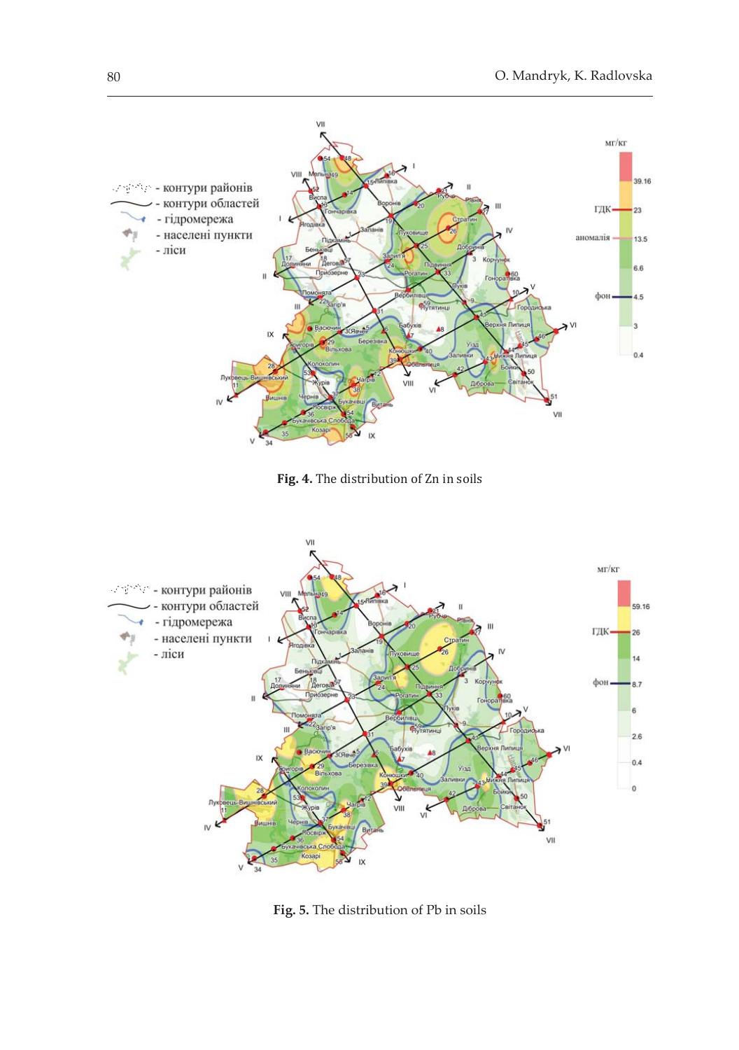- контури районів
- контури областей
- гідромережа
- населені пункти
- ліси

мг/кг

39.16

ГДК 23

аномалія 13.5

6.6

фон 4.5

3

0.4

**Fig. 4.** The distribution of Zn in soils

- контури районів
- контури областей
- гідромережа
- населені пункти
- ліси

мг/кг

59.16

ГДК 26

14

фон 8.7

6

2.6

0.4

0

**Fig. 5.** The distribution of Pb in soils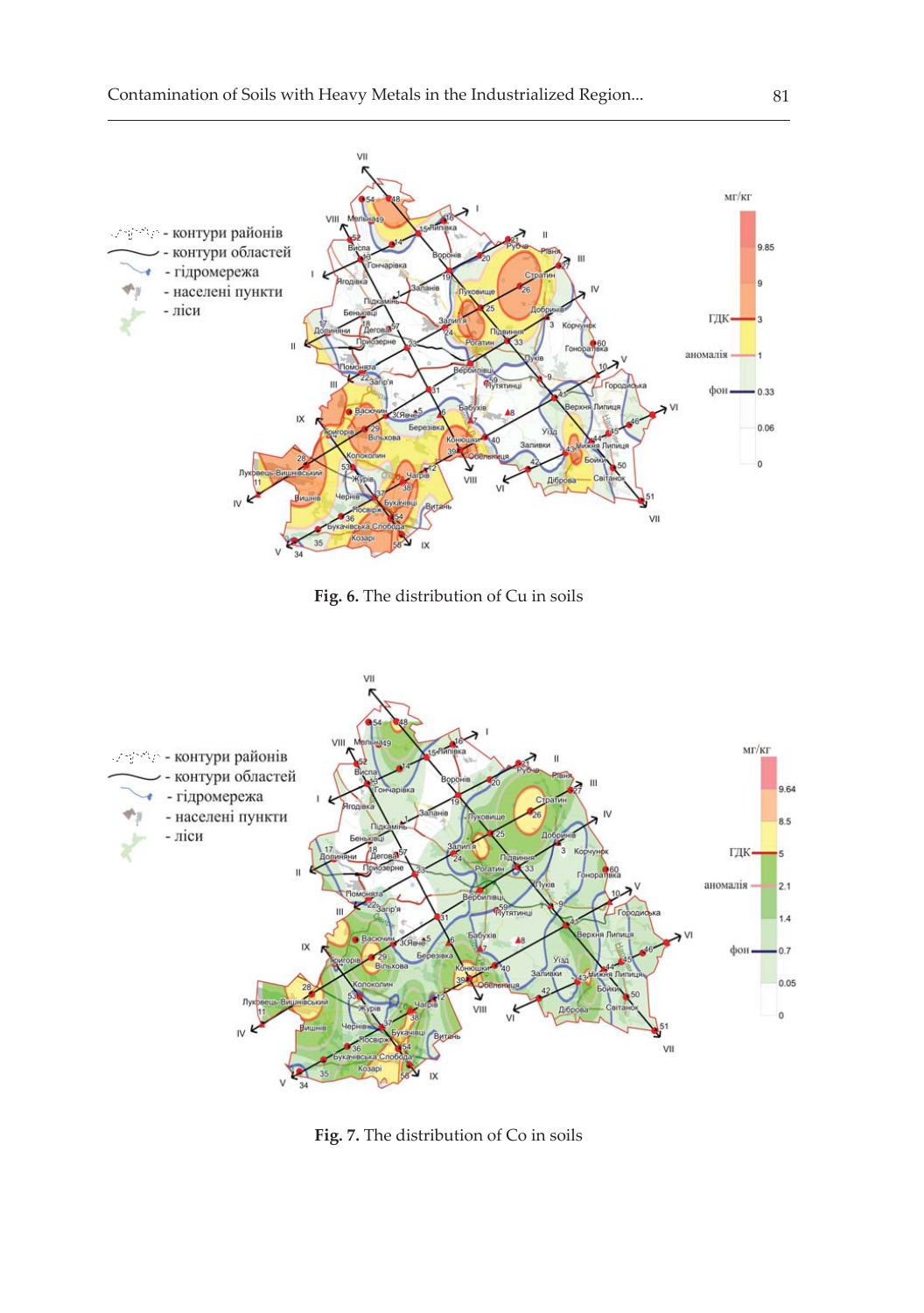- контури районів
- контури областей
- гідромережа
- населені пункти
- ліси

мг/кг
9.85
9
ГДК 3
аномалія 1
фон 0.33
0.06
0

**Fig. 6.** The distribution of Cu in soils

- контури районів
- контури областей
- гідромережа
- населені пункти
- ліси

мг/кг
9.64
8.5
ГДК 5
аномалія 2.1
1.4
фон 0.7
0.05
0

**Fig. 7.** The distribution of Co in soils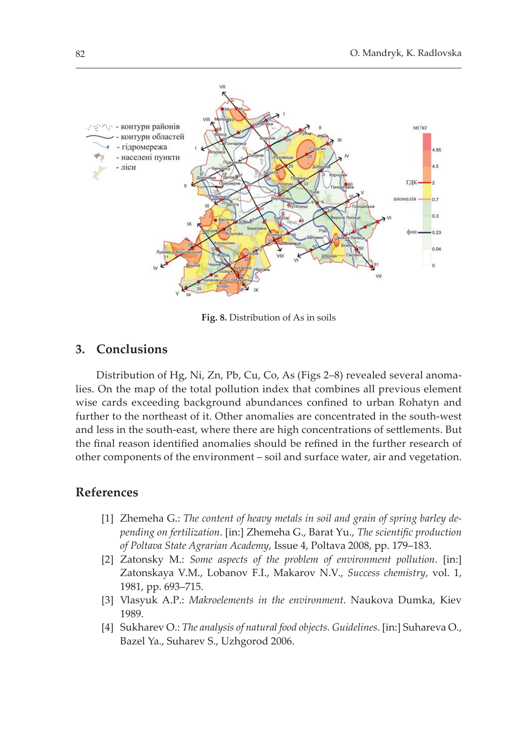Fig. 8. Distribution of As in soils

## 3. Conclusions

Distribution of Hg, Ni, Zn, Pb, Cu, Co, As (Figs 2–8) revealed several anomalies. On the map of the total pollution index that combines all previous element wise cards exceeding background abundances confined to urban Rohatyn and further to the northeast of it. Other anomalies are concentrated in the south-west and less in the south-east, where there are high concentrations of settlements. But the final reason identified anomalies should be refined in the further research of other components of the environment – soil and surface water, air and vegetation.

## References

[1] Zhemeha G.: *The content of heavy metals in soil and grain of spring barley depending on fertilization*. [in:] Zhemeha G., Barat Yu., *The scientific production of Poltava State Agrarian Academy*, Issue 4, Poltava 2008, pp. 179–183.

[2] Zatonsky M.: *Some aspects of the problem of environment pollution*. [in:] Zatonskaya V.M., Lobanov F.I., Makarov N.V., *Success chemistry*, vol. 1, 1981, pp. 693–715.

[3] Vlasyuk A.P.: *Makroelements in the environment*. Naukova Dumka, Kiev 1989.

[4] Sukharev O.: *The analysis of natural food objects. Guidelines*. [in:] Suhareva O., Bazel Ya., Suharev S., Uzhgorod 2006.